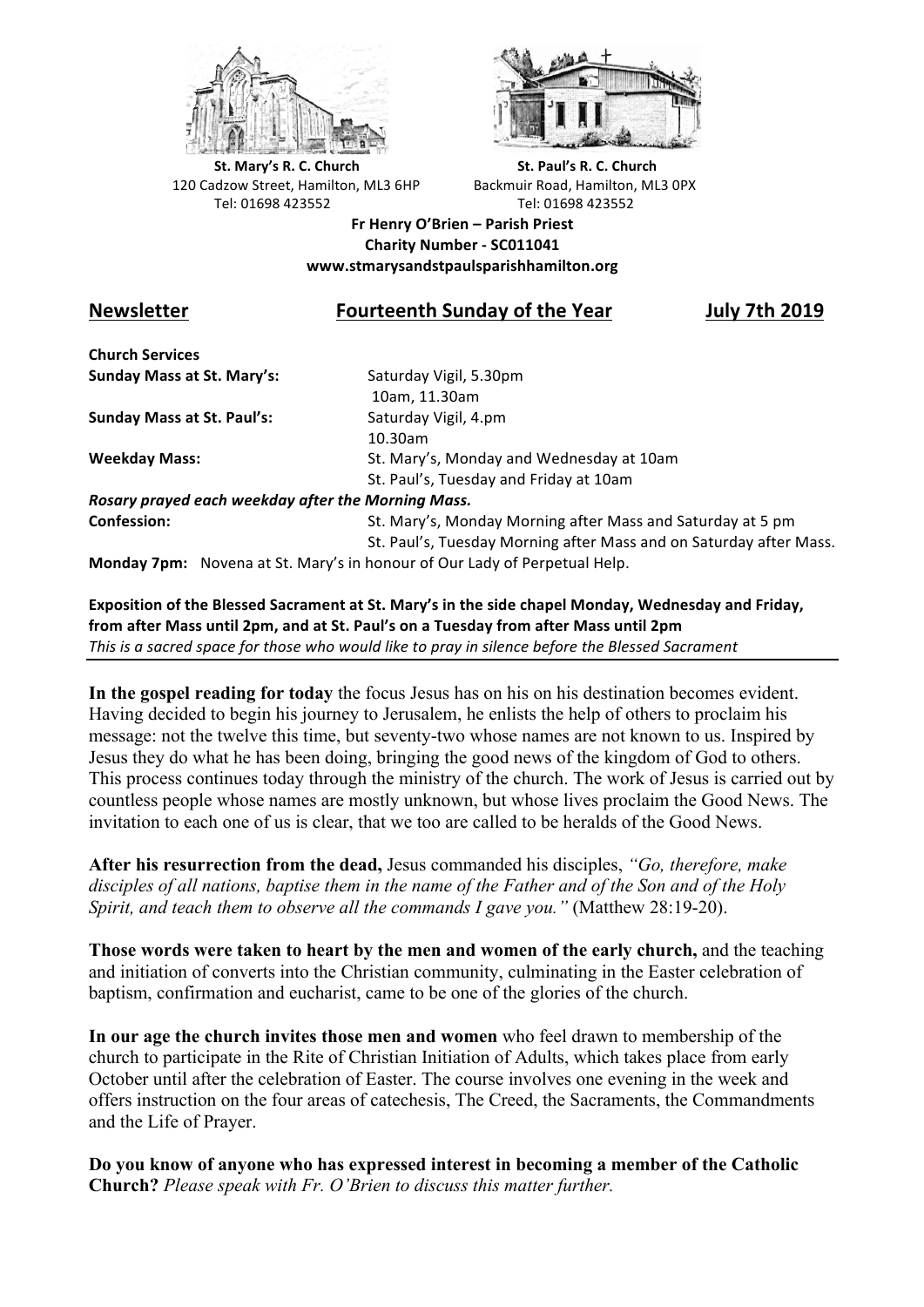**St. Mary's R. C. Church**
120 Cadzow Street, Hamilton, ML3 6HP
Tel: 01698 423552

**St. Paul's R. C. Church**
Backmuir Road, Hamilton, ML3 0PX
Tel: 01698 423552

**Fr Henry O'Brien – Parish Priest**
**Charity Number - SC011041**
**www.stmarysandstpaulsparishhamilton.org**

## Newsletter — Fourteenth Sunday of the Year — July 7th 2019

**Church Services**

| | |
|---|---|
| **Sunday Mass at St. Mary's:** | Saturday Vigil, 5.30pm<br>10am, 11.30am |
| **Sunday Mass at St. Paul's:** | Saturday Vigil, 4.pm<br>10.30am |
| **Weekday Mass:** | St. Mary's, Monday and Wednesday at 10am<br>St. Paul's, Tuesday and Friday at 10am |

***Rosary prayed each weekday after the Morning Mass.***

| | |
|---|---|
| **Confession:** | St. Mary's, Monday Morning after Mass and Saturday at 5 pm<br>St. Paul's, Tuesday Morning after Mass and on Saturday after Mass. |

**Monday 7pm:** Novena at St. Mary's in honour of Our Lady of Perpetual Help.

**Exposition of the Blessed Sacrament at St. Mary's in the side chapel Monday, Wednesday and Friday, from after Mass until 2pm, and at St. Paul's on a Tuesday from after Mass until 2pm**
*This is a sacred space for those who would like to pray in silence before the Blessed Sacrament*

---

**In the gospel reading for today** the focus Jesus has on his on his destination becomes evident. Having decided to begin his journey to Jerusalem, he enlists the help of others to proclaim his message: not the twelve this time, but seventy-two whose names are not known to us. Inspired by Jesus they do what he has been doing, bringing the good news of the kingdom of God to others. This process continues today through the ministry of the church. The work of Jesus is carried out by countless people whose names are mostly unknown, but whose lives proclaim the Good News. The invitation to each one of us is clear, that we too are called to be heralds of the Good News.

**After his resurrection from the dead,** Jesus commanded his disciples, *"Go, therefore, make disciples of all nations, baptise them in the name of the Father and of the Son and of the Holy Spirit, and teach them to observe all the commands I gave you."* (Matthew 28:19-20).

**Those words were taken to heart by the men and women of the early church,** and the teaching and initiation of converts into the Christian community, culminating in the Easter celebration of baptism, confirmation and eucharist, came to be one of the glories of the church.

**In our age the church invites those men and women** who feel drawn to membership of the church to participate in the Rite of Christian Initiation of Adults, which takes place from early October until after the celebration of Easter. The course involves one evening in the week and offers instruction on the four areas of catechesis, The Creed, the Sacraments, the Commandments and the Life of Prayer.

**Do you know of anyone who has expressed interest in becoming a member of the Catholic Church?** *Please speak with Fr. O'Brien to discuss this matter further.*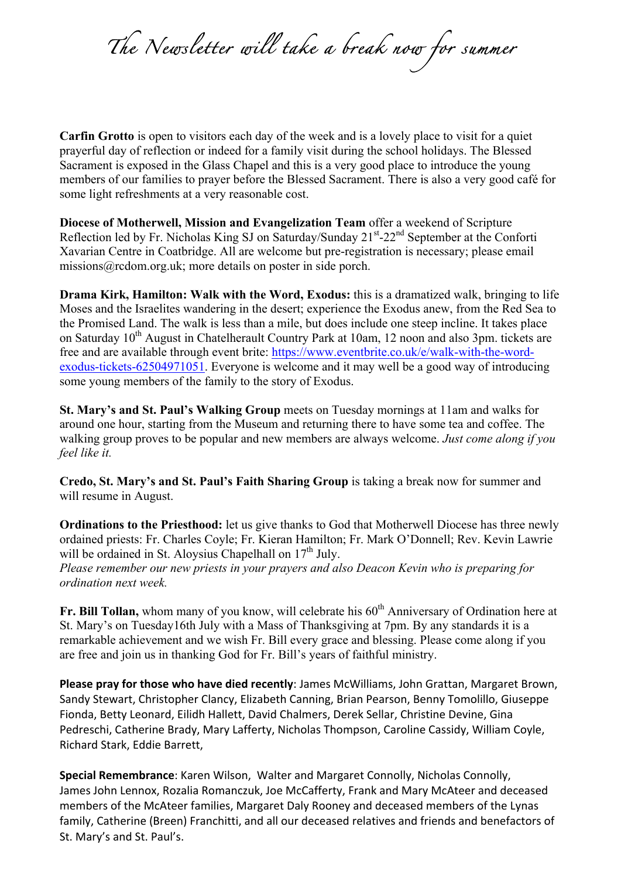# *The Newsletter will take a break now for summer*

**Carfin Grotto** is open to visitors each day of the week and is a lovely place to visit for a quiet prayerful day of reflection or indeed for a family visit during the school holidays. The Blessed Sacrament is exposed in the Glass Chapel and this is a very good place to introduce the young members of our families to prayer before the Blessed Sacrament. There is also a very good café for some light refreshments at a very reasonable cost.

**Diocese of Motherwell, Mission and Evangelization Team** offer a weekend of Scripture Reflection led by Fr. Nicholas King SJ on Saturday/Sunday 21st-22nd September at the Conforti Xaverian Centre in Coatbridge. All are welcome but pre-registration is necessary; please email missions@rcdom.org.uk; more details on poster in side porch.

**Drama Kirk, Hamilton: Walk with the Word, Exodus:** this is a dramatized walk, bringing to life Moses and the Israelites wandering in the desert; experience the Exodus anew, from the Red Sea to the Promised Land. The walk is less than a mile, but does include one steep incline. It takes place on Saturday 10th August in Chatelherault Country Park at 10am, 12 noon and also 3pm. tickets are free and are available through event brite: https://www.eventbrite.co.uk/e/walk-with-the-word-exodus-tickets-62504971051. Everyone is welcome and it may well be a good way of introducing some young members of the family to the story of Exodus.

**St. Mary's and St. Paul's Walking Group** meets on Tuesday mornings at 11am and walks for around one hour, starting from the Museum and returning there to have some tea and coffee. The walking group proves to be popular and new members are always welcome. *Just come along if you feel like it.*

**Credo, St. Mary's and St. Paul's Faith Sharing Group** is taking a break now for summer and will resume in August.

**Ordinations to the Priesthood:** let us give thanks to God that Motherwell Diocese has three newly ordained priests: Fr. Charles Coyle; Fr. Kieran Hamilton; Fr. Mark O'Donnell; Rev. Kevin Lawrie will be ordained in St. Aloysius Chapelhall on 17th July.
*Please remember our new priests in your prayers and also Deacon Kevin who is preparing for ordination next week.*

**Fr. Bill Tollan,** whom many of you know, will celebrate his 60th Anniversary of Ordination here at St. Mary's on Tuesday16th July with a Mass of Thanksgiving at 7pm. By any standards it is a remarkable achievement and we wish Fr. Bill every grace and blessing. Please come along if you are free and join us in thanking God for Fr. Bill's years of faithful ministry.

**Please pray for those who have died recently**: James McWilliams, John Grattan, Margaret Brown, Sandy Stewart, Christopher Clancy, Elizabeth Canning, Brian Pearson, Benny Tomolillo, Giuseppe Fionda, Betty Leonard, Eilidh Hallett, David Chalmers, Derek Sellar, Christine Devine, Gina Pedreschi, Catherine Brady, Mary Lafferty, Nicholas Thompson, Caroline Cassidy, William Coyle, Richard Stark, Eddie Barrett,

**Special Remembrance**: Karen Wilson, Walter and Margaret Connolly, Nicholas Connolly, James John Lennox, Rozalia Romanczuk, Joe McCafferty, Frank and Mary McAteer and deceased members of the McAteer families, Margaret Daly Rooney and deceased members of the Lynas family, Catherine (Breen) Franchitti, and all our deceased relatives and friends and benefactors of St. Mary's and St. Paul's.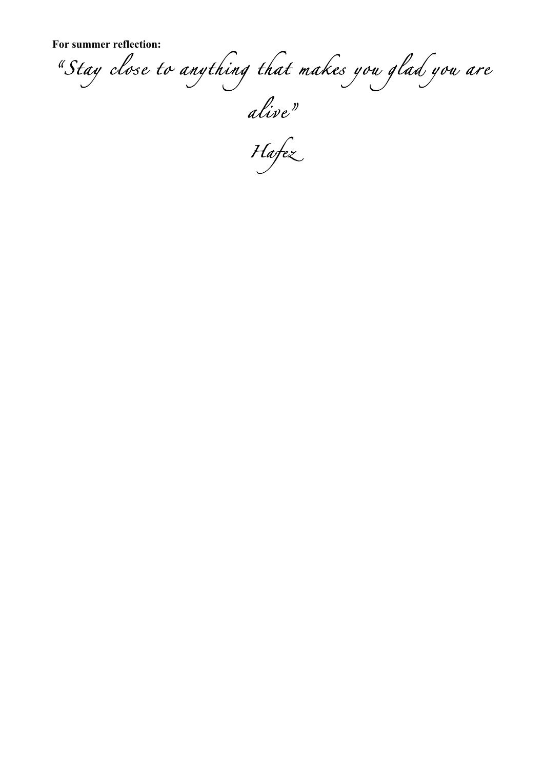**For summer reflection:**

*"Stay close to anything that makes you glad you are alive"*

*Hafez*